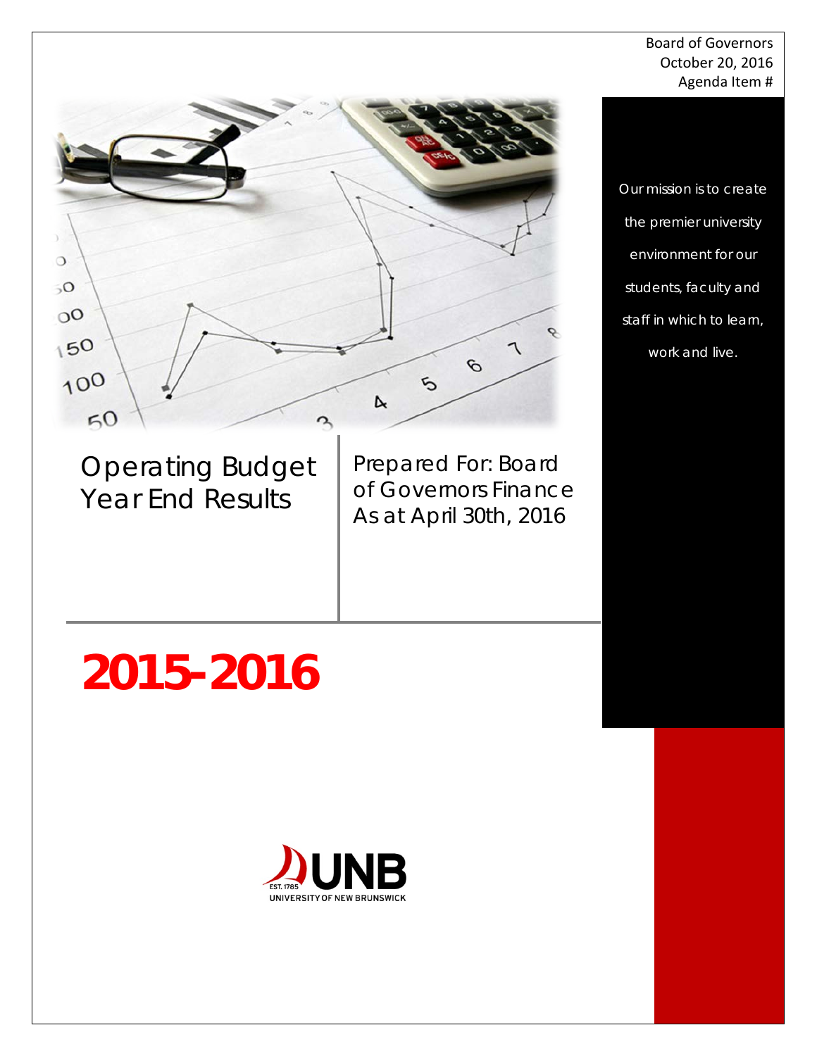Board of Governors
October 20, 2016
Agenda Item #

Our mission is to create the premier university environment for our students, faculty and staff in which to learn, work and live.

# Operating Budget Year End Results

Prepared For: Board of Governors Finance
As at April 30th, 2016

# 2015-2016

EST. 1785 UNB
UNIVERSITY OF NEW BRUNSWICK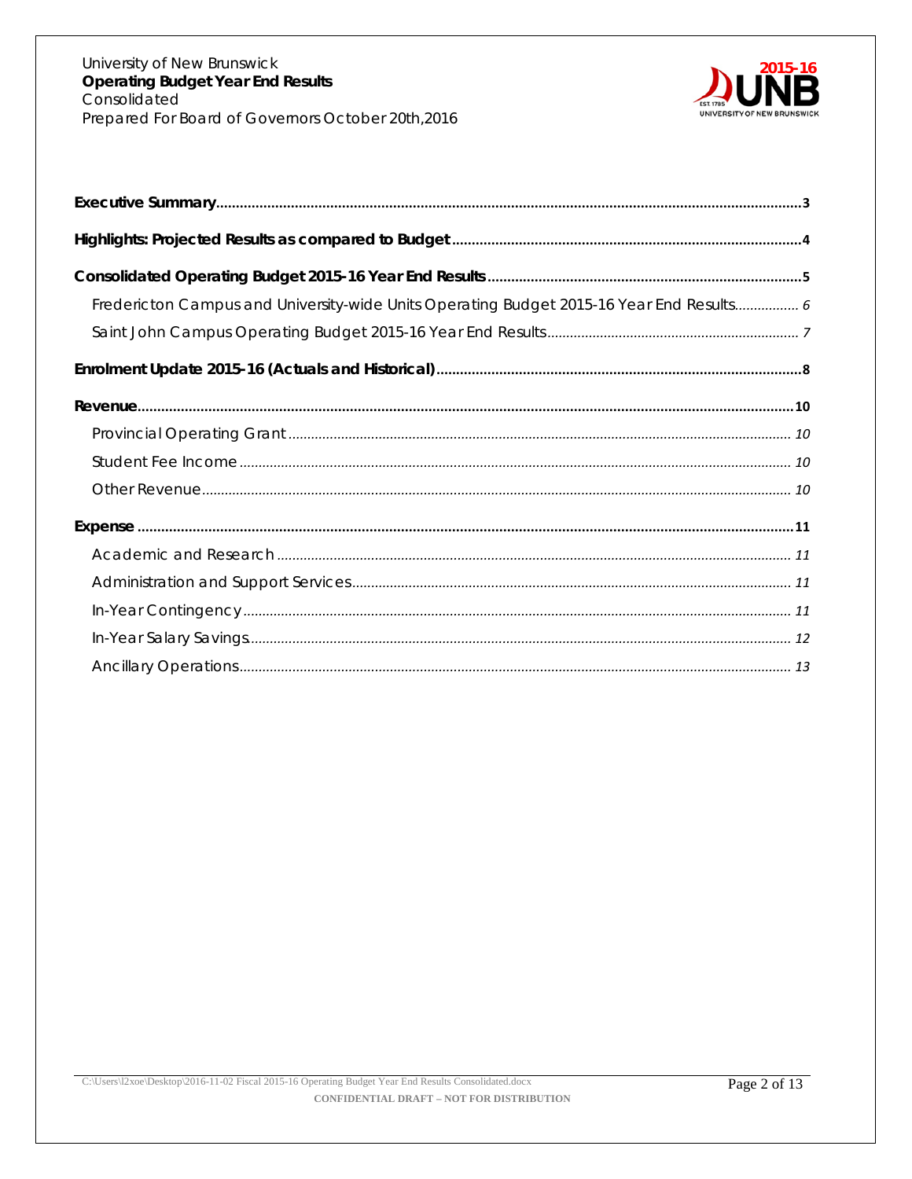| | |
|---|---|
| **Executive Summary** | **3** |
| **Highlights: Projected Results as compared to Budget** | **4** |
| **Consolidated Operating Budget 2015-16 Year End Results** | **5** |
| Fredericton Campus and University-wide Units Operating Budget 2015-16 Year End Results | *6* |
| Saint John Campus Operating Budget 2015-16 Year End Results | *7* |
| **Enrolment Update 2015-16 (Actuals and Historical)** | **8** |
| **Revenue** | **10** |
| Provincial Operating Grant | *10* |
| Student Fee Income | *10* |
| Other Revenue | *10* |
| **Expense** | **11** |
| Academic and Research | *11* |
| Administration and Support Services | *11* |
| In-Year Contingency | *11* |
| In-Year Salary Savings | *12* |
| Ancillary Operations | *13* |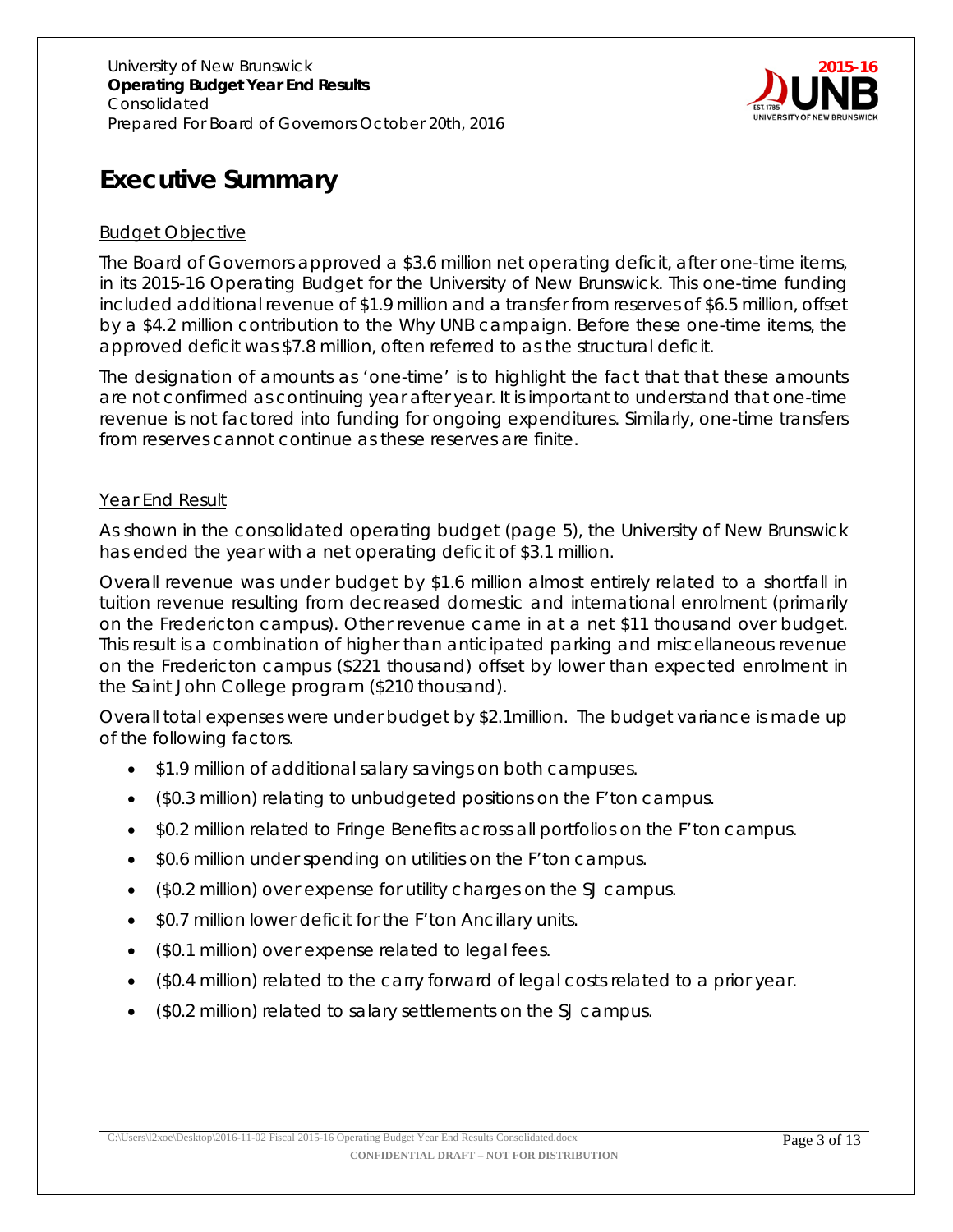# Executive Summary

## Budget Objective

The Board of Governors approved a $3.6 million net operating deficit, after one-time items, in its 2015-16 Operating Budget for the University of New Brunswick. This one-time funding included additional revenue of $1.9 million and a transfer from reserves of $6.5 million, offset by a $4.2 million contribution to the Why UNB campaign. Before these one-time items, the approved deficit was $7.8 million, often referred to as the structural deficit.

The designation of amounts as 'one-time' is to highlight the fact that that these amounts are not confirmed as continuing year after year. It is important to understand that one-time revenue is not factored into funding for ongoing expenditures. Similarly, one-time transfers from reserves cannot continue as these reserves are finite.

## Year End Result

As shown in the consolidated operating budget (page 5), the University of New Brunswick has ended the year with a net operating deficit of $3.1 million.

Overall revenue was under budget by $1.6 million almost entirely related to a shortfall in tuition revenue resulting from decreased domestic and international enrolment (primarily on the Fredericton campus). Other revenue came in at a net $11 thousand over budget. This result is a combination of higher than anticipated parking and miscellaneous revenue on the Fredericton campus ($221 thousand) offset by lower than expected enrolment in the Saint John College program ($210 thousand).

Overall total expenses were under budget by $2.1million. The budget variance is made up of the following factors.

- $1.9 million of additional salary savings on both campuses.
- ($0.3 million) relating to unbudgeted positions on the F'ton campus.
- $0.2 million related to Fringe Benefits across all portfolios on the F'ton campus.
- $0.6 million under spending on utilities on the F'ton campus.
- ($0.2 million) over expense for utility charges on the SJ campus.
- $0.7 million lower deficit for the F'ton Ancillary units.
- ($0.1 million) over expense related to legal fees.
- ($0.4 million) related to the carry forward of legal costs related to a prior year.
- ($0.2 million) related to salary settlements on the SJ campus.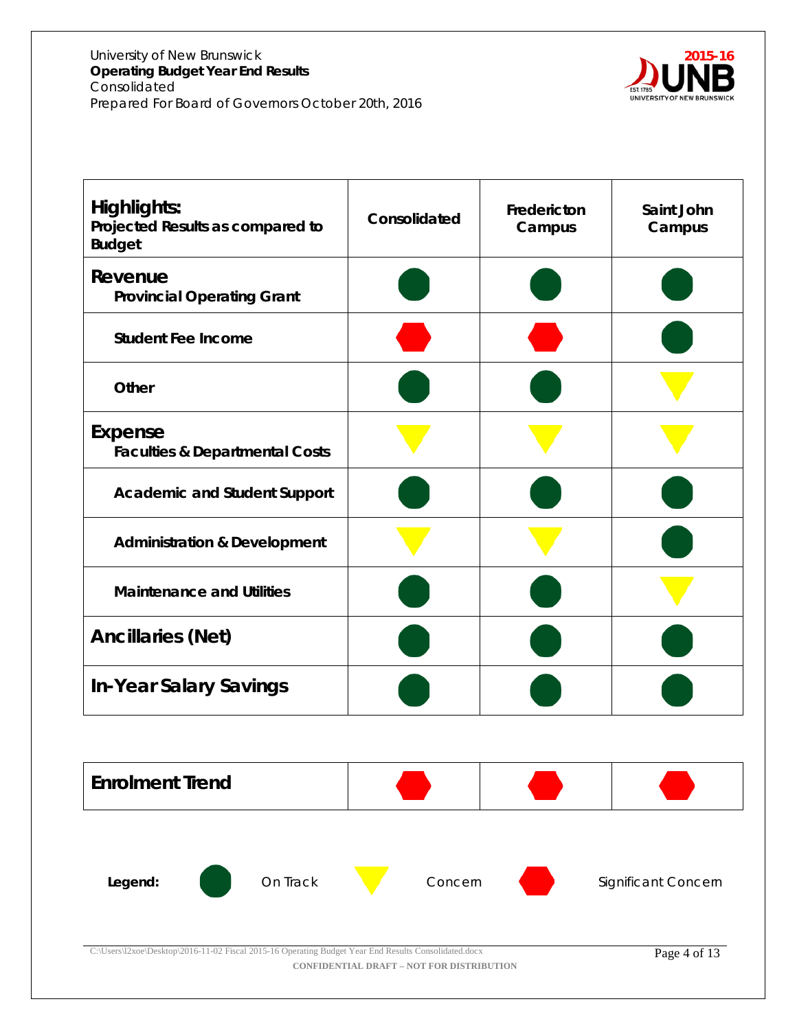University of New Brunswick
**Operating Budget Year End Results**
Consolidated
Prepared For Board of Governors October 20th, 2016

2015-16

| **Highlights:** Projected Results as compared to Budget | Consolidated | Fredericton Campus | Saint John Campus |
|---|---|---|---|
| **Revenue** Provincial Operating Grant | On Track | On Track | On Track |
| Student Fee Income | Significant Concern | Significant Concern | On Track |
| Other | On Track | On Track | Concern |
| **Expense** Faculties & Departmental Costs | Concern | Concern | Concern |
| Academic and Student Support | On Track | On Track | On Track |
| Administration & Development | Concern | Concern | On Track |
| Maintenance and Utilities | On Track | On Track | Concern |
| **Ancillaries (Net)** | On Track | On Track | On Track |
| **In-Year Salary Savings** | On Track | On Track | On Track |

| **Enrolment Trend** | Significant Concern | Significant Concern | Significant Concern |
|---|---|---|---|

**Legend:** On Track (green circle) · Concern (yellow triangle) · Significant Concern (red hexagon)

C:\Users\l2xoe\Desktop\2016-11-02 Fiscal 2015-16 Operating Budget Year End Results Consolidated.docx

**CONFIDENTIAL DRAFT – NOT FOR DISTRIBUTION**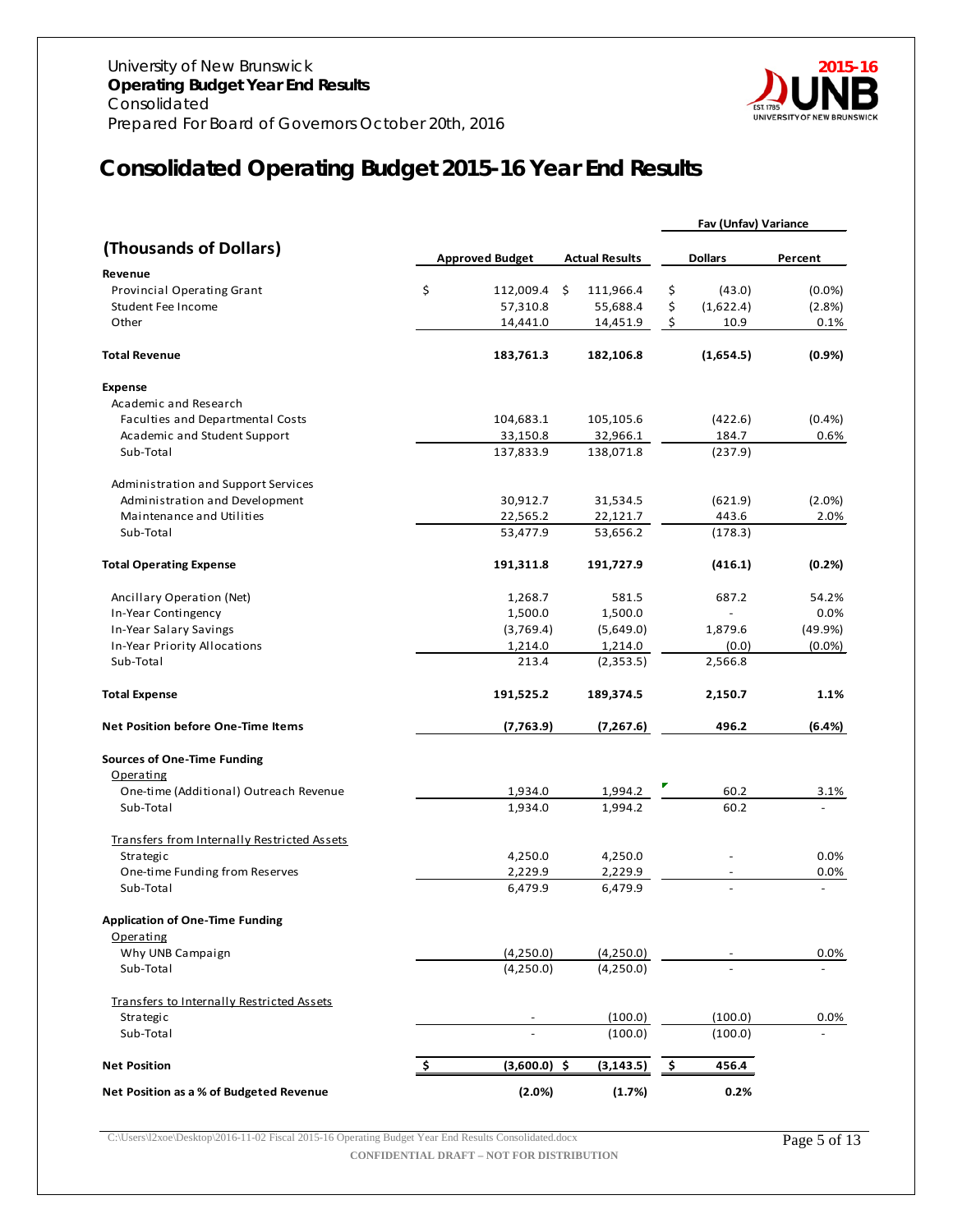University of New Brunswick
**Operating Budget Year End Results**
Consolidated
Prepared For Board of Governors October 20th, 2016

2015-16

# Consolidated Operating Budget 2015-16 Year End Results

| (Thousands of Dollars) | Approved Budget | Actual Results | Fav (Unfav) Variance Dollars | Fav (Unfav) Variance Percent |
|---|---|---|---|---|
| **Revenue** | | | | |
| Provincial Operating Grant | $ 112,009.4 | $ 111,966.4 | $ (43.0) | (0.0%) |
| Student Fee Income | 57,310.8 | 55,688.4 | $ (1,622.4) | (2.8%) |
| Other | 14,441.0 | 14,451.9 | $ 10.9 | 0.1% |
| **Total Revenue** | **183,761.3** | **182,106.8** | **(1,654.5)** | **(0.9%)** |
| **Expense** | | | | |
| Academic and Research | | | | |
| Faculties and Departmental Costs | 104,683.1 | 105,105.6 | (422.6) | (0.4%) |
| Academic and Student Support | 33,150.8 | 32,966.1 | 184.7 | 0.6% |
| Sub-Total | 137,833.9 | 138,071.8 | (237.9) | |
| Administration and Support Services | | | | |
| Administration and Development | 30,912.7 | 31,534.5 | (621.9) | (2.0%) |
| Maintenance and Utilities | 22,565.2 | 22,121.7 | 443.6 | 2.0% |
| Sub-Total | 53,477.9 | 53,656.2 | (178.3) | |
| **Total Operating Expense** | **191,311.8** | **191,727.9** | **(416.1)** | **(0.2%)** |
| Ancillary Operation (Net) | 1,268.7 | 581.5 | 687.2 | 54.2% |
| In-Year Contingency | 1,500.0 | 1,500.0 | - | 0.0% |
| In-Year Salary Savings | (3,769.4) | (5,649.0) | 1,879.6 | (49.9%) |
| In-Year Priority Allocations | 1,214.0 | 1,214.0 | (0.0) | (0.0%) |
| Sub-Total | 213.4 | (2,353.5) | 2,566.8 | |
| **Total Expense** | **191,525.2** | **189,374.5** | **2,150.7** | **1.1%** |
| **Net Position before One-Time Items** | **(7,763.9)** | **(7,267.6)** | **496.2** | **(6.4%)** |
| **Sources of One-Time Funding** | | | | |
| Operating | | | | |
| One-time (Additional) Outreach Revenue | 1,934.0 | 1,994.2 | 60.2 | 3.1% |
| Sub-Total | 1,934.0 | 1,994.2 | 60.2 | - |
| Transfers from Internally Restricted Assets | | | | |
| Strategic | 4,250.0 | 4,250.0 | - | 0.0% |
| One-time Funding from Reserves | 2,229.9 | 2,229.9 | - | 0.0% |
| Sub-Total | 6,479.9 | 6,479.9 | - | - |
| **Application of One-Time Funding** | | | | |
| Operating | | | | |
| Why UNB Campaign | (4,250.0) | (4,250.0) | - | 0.0% |
| Sub-Total | (4,250.0) | (4,250.0) | - | - |
| Transfers to Internally Restricted Assets | | | | |
| Strategic | - | (100.0) | (100.0) | 0.0% |
| Sub-Total | - | (100.0) | (100.0) | - |
| **Net Position** | **$ (3,600.0)** | **$ (3,143.5)** | **$ 456.4** | |
| **Net Position as a % of Budgeted Revenue** | **(2.0%)** | **(1.7%)** | **0.2%** | |

CONFIDENTIAL DRAFT – NOT FOR DISTRIBUTION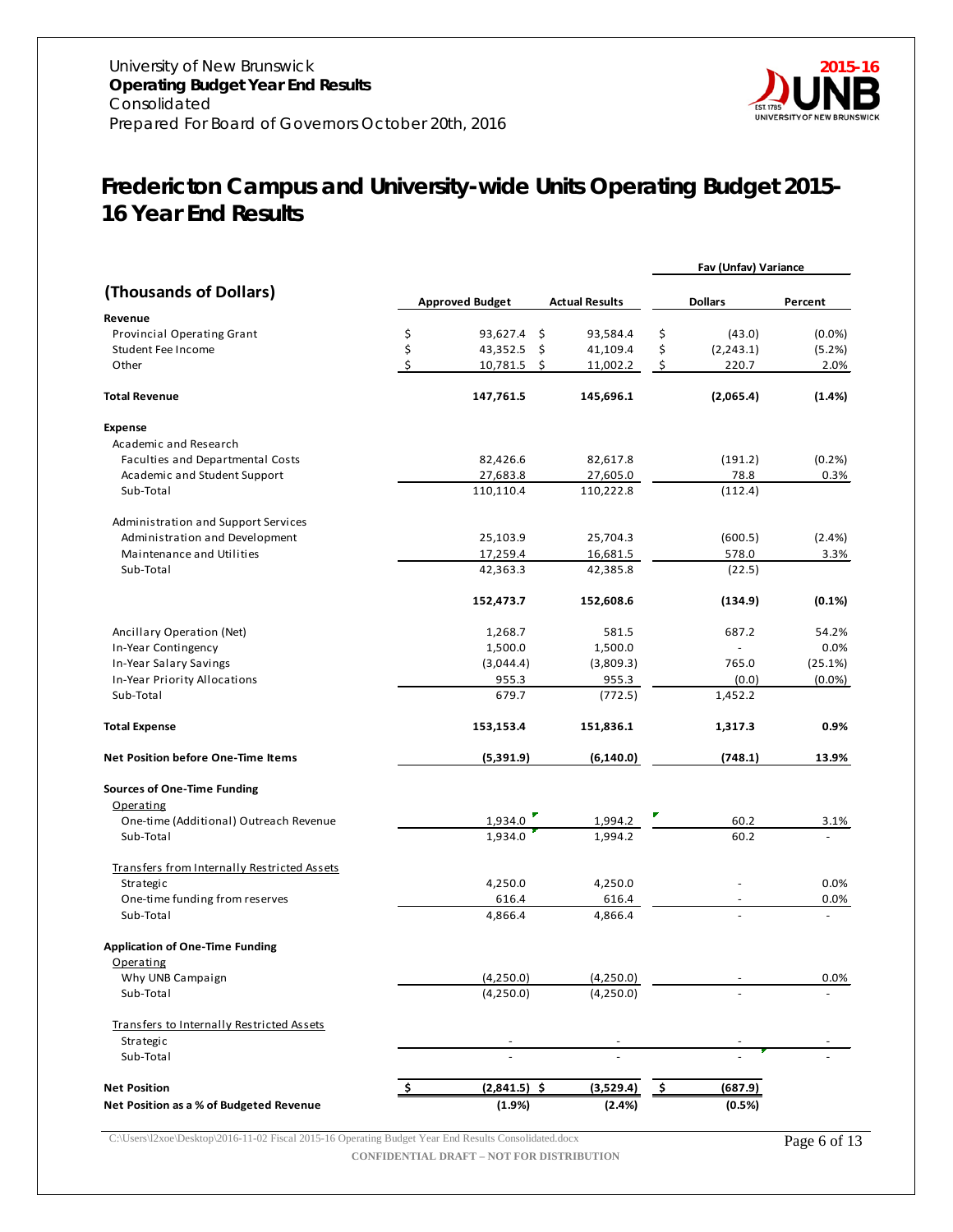University of New Brunswick
**Operating Budget Year End Results**
Consolidated
Prepared For Board of Governors October 20th, 2016

2015-16

# Fredericton Campus and University-wide Units Operating Budget 2015-16 Year End Results

| (Thousands of Dollars) | Approved Budget | Actual Results | Fav (Unfav) Variance Dollars | Fav (Unfav) Variance Percent |
|---|---|---|---|---|
| **Revenue** | | | | |
| Provincial Operating Grant | $ 93,627.4 | $ 93,584.4 | $ (43.0) | (0.0%) |
| Student Fee Income | $ 43,352.5 | $ 41,109.4 | $ (2,243.1) | (5.2%) |
| Other | $ 10,781.5 | $ 11,002.2 | $ 220.7 | 2.0% |
| **Total Revenue** | **147,761.5** | **145,696.1** | **(2,065.4)** | **(1.4%)** |
| **Expense** | | | | |
| Academic and Research | | | | |
| Faculties and Departmental Costs | 82,426.6 | 82,617.8 | (191.2) | (0.2%) |
| Academic and Student Support | 27,683.8 | 27,605.0 | 78.8 | 0.3% |
| Sub-Total | 110,110.4 | 110,222.8 | (112.4) | |
| Administration and Support Services | | | | |
| Administration and Development | 25,103.9 | 25,704.3 | (600.5) | (2.4%) |
| Maintenance and Utilities | 17,259.4 | 16,681.5 | 578.0 | 3.3% |
| Sub-Total | 42,363.3 | 42,385.8 | (22.5) | |
| | **152,473.7** | **152,608.6** | **(134.9)** | **(0.1%)** |
| Ancillary Operation (Net) | 1,268.7 | 581.5 | 687.2 | 54.2% |
| In-Year Contingency | 1,500.0 | 1,500.0 | - | 0.0% |
| In-Year Salary Savings | (3,044.4) | (3,809.3) | 765.0 | (25.1%) |
| In-Year Priority Allocations | 955.3 | 955.3 | (0.0) | (0.0%) |
| Sub-Total | 679.7 | (772.5) | 1,452.2 | |
| **Total Expense** | **153,153.4** | **151,836.1** | **1,317.3** | **0.9%** |
| **Net Position before One-Time Items** | **(5,391.9)** | **(6,140.0)** | **(748.1)** | **13.9%** |
| **Sources of One-Time Funding** | | | | |
| Operating | | | | |
| One-time (Additional) Outreach Revenue | 1,934.0 | 1,994.2 | 60.2 | 3.1% |
| Sub-Total | 1,934.0 | 1,994.2 | 60.2 | - |
| Transfers from Internally Restricted Assets | | | | |
| Strategic | 4,250.0 | 4,250.0 | - | 0.0% |
| One-time funding from reserves | 616.4 | 616.4 | - | 0.0% |
| Sub-Total | 4,866.4 | 4,866.4 | - | - |
| **Application of One-Time Funding** | | | | |
| Operating | | | | |
| Why UNB Campaign | (4,250.0) | (4,250.0) | - | 0.0% |
| Sub-Total | (4,250.0) | (4,250.0) | - | - |
| Transfers to Internally Restricted Assets | | | | |
| Strategic | - | - | - | - |
| Sub-Total | - | - | - | - |
| **Net Position** | **$ (2,841.5)** | **$ (3,529.4)** | **$ (687.9)** | |
| **Net Position as a % of Budgeted Revenue** | **(1.9%)** | **(2.4%)** | **(0.5%)** | |

C:\Users\l2xoe\Desktop\2016-11-02 Fiscal 2015-16 Operating Budget Year End Results Consolidated.docx

CONFIDENTIAL DRAFT – NOT FOR DISTRIBUTION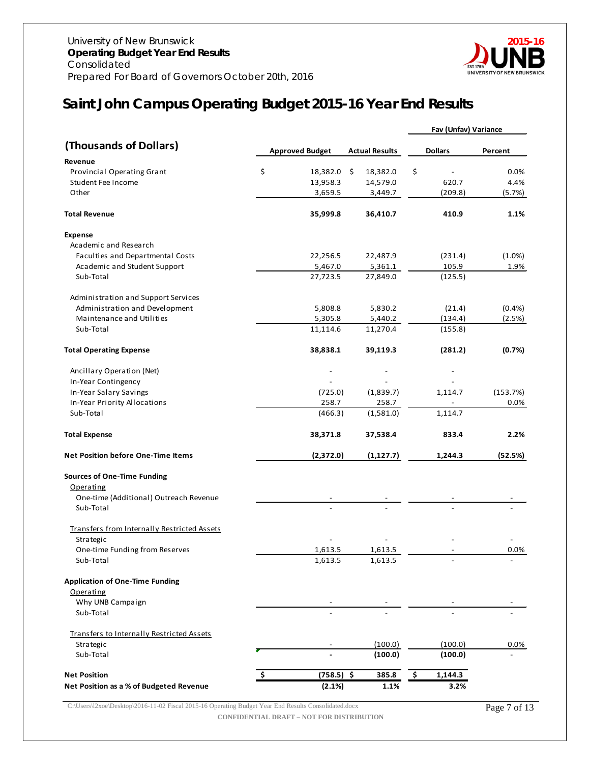University of New Brunswick
**Operating Budget Year End Results**
Consolidated
Prepared For Board of Governors October 20th, 2016

2015-16

# Saint John Campus Operating Budget 2015-16 Year End Results

| (Thousands of Dollars) | Approved Budget | Actual Results | Fav (Unfav) Variance Dollars | Fav (Unfav) Variance Percent |
|---|---|---|---|---|
| **Revenue** | | | | |
| Provincial Operating Grant | $ 18,382.0 | $ 18,382.0 | $ - | 0.0% |
| Student Fee Income | 13,958.3 | 14,579.0 | 620.7 | 4.4% |
| Other | 3,659.5 | 3,449.7 | (209.8) | (5.7%) |
| **Total Revenue** | **35,999.8** | **36,410.7** | **410.9** | **1.1%** |
| **Expense** | | | | |
| Academic and Research | | | | |
| Faculties and Departmental Costs | 22,256.5 | 22,487.9 | (231.4) | (1.0%) |
| Academic and Student Support | 5,467.0 | 5,361.1 | 105.9 | 1.9% |
| Sub-Total | 27,723.5 | 27,849.0 | (125.5) | |
| Administration and Support Services | | | | |
| Administration and Development | 5,808.8 | 5,830.2 | (21.4) | (0.4%) |
| Maintenance and Utilities | 5,305.8 | 5,440.2 | (134.4) | (2.5%) |
| Sub-Total | 11,114.6 | 11,270.4 | (155.8) | |
| **Total Operating Expense** | **38,838.1** | **39,119.3** | **(281.2)** | **(0.7%)** |
| Ancillary Operation (Net) | - | - | - | |
| In-Year Contingency | - | - | - | |
| In-Year Salary Savings | (725.0) | (1,839.7) | 1,114.7 | (153.7%) |
| In-Year Priority Allocations | 258.7 | 258.7 | - | 0.0% |
| Sub-Total | (466.3) | (1,581.0) | 1,114.7 | |
| **Total Expense** | **38,371.8** | **37,538.4** | **833.4** | **2.2%** |
| **Net Position before One-Time Items** | **(2,372.0)** | **(1,127.7)** | **1,244.3** | **(52.5%)** |
| **Sources of One-Time Funding** | | | | |
| Operating | | | | |
| One-time (Additional) Outreach Revenue | - | - | - | - |
| Sub-Total | - | - | - | - |
| Transfers from Internally Restricted Assets | | | | |
| Strategic | - | - | - | - |
| One-time Funding from Reserves | 1,613.5 | 1,613.5 | - | 0.0% |
| Sub-Total | 1,613.5 | 1,613.5 | - | - |
| **Application of One-Time Funding** | | | | |
| Operating | | | | |
| Why UNB Campaign | - | - | - | - |
| Sub-Total | - | - | - | - |
| Transfers to Internally Restricted Assets | | | | |
| Strategic | - | (100.0) | (100.0) | 0.0% |
| Sub-Total | **-** | **(100.0)** | **(100.0)** | - |
| **Net Position** | **$ (758.5)** | **$ 385.8** | **$ 1,144.3** | |
| **Net Position as a % of Budgeted Revenue** | **(2.1%)** | **1.1%** | **3.2%** | |

C:\Users\l2xoe\Desktop\2016-11-02 Fiscal 2015-16 Operating Budget Year End Results Consolidated.docx

CONFIDENTIAL DRAFT – NOT FOR DISTRIBUTION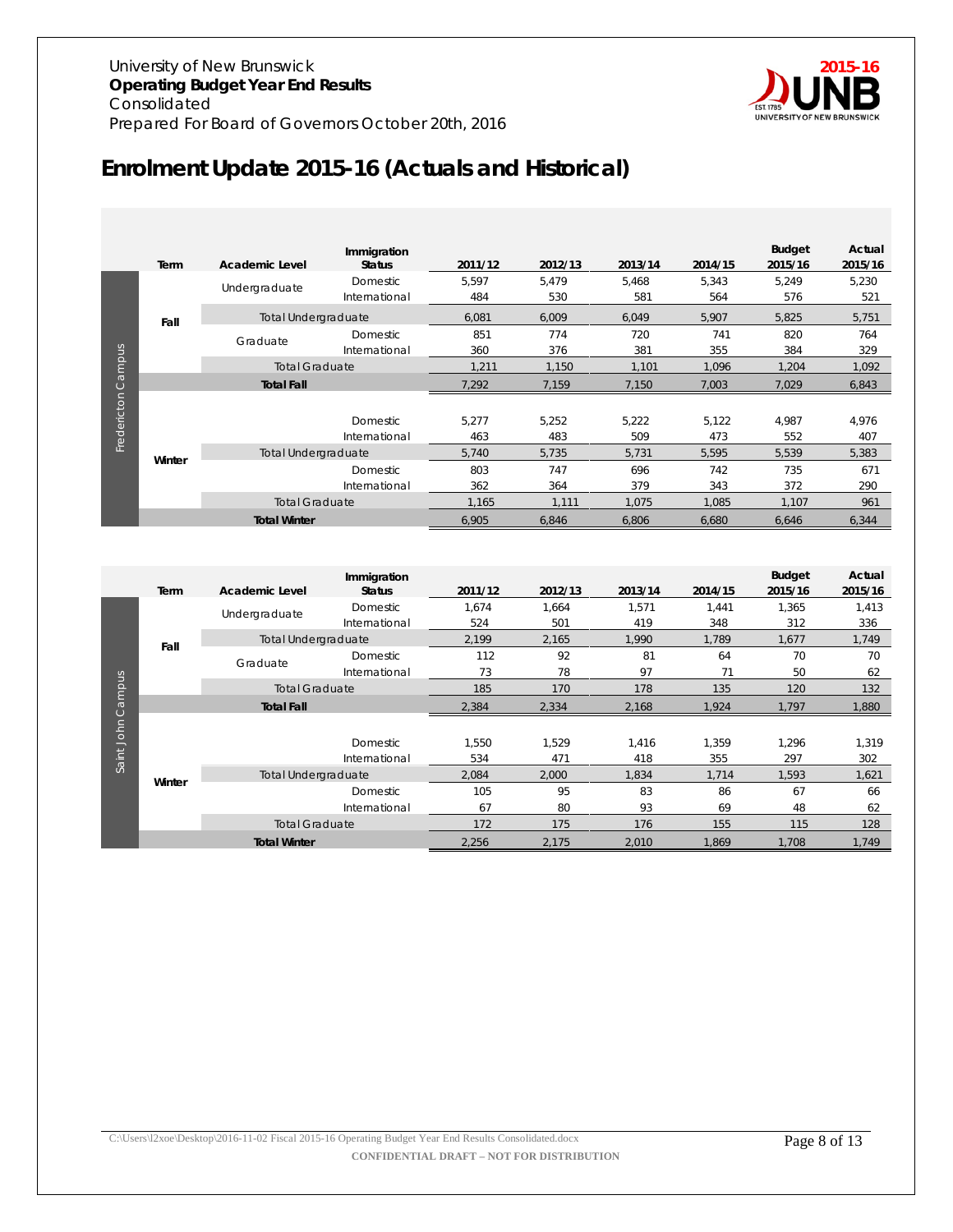University of New Brunswick
**Operating Budget Year End Results**
Consolidated
Prepared For Board of Governors October 20th, 2016

# Enrolment Update 2015-16 (Actuals and Historical)

| Campus | Term | Academic Level | Immigration Status | 2011/12 | 2012/13 | 2013/14 | 2014/15 | Budget 2015/16 | Actual 2015/16 |
|---|---|---|---|---|---|---|---|---|---|
| Fredericton Campus | Fall | Undergraduate | Domestic | 5,597 | 5,479 | 5,468 | 5,343 | 5,249 | 5,230 |
| | | | International | 484 | 530 | 581 | 564 | 576 | 521 |
| | | Total Undergraduate | | 6,081 | 6,009 | 6,049 | 5,907 | 5,825 | 5,751 |
| | | Graduate | Domestic | 851 | 774 | 720 | 741 | 820 | 764 |
| | | | International | 360 | 376 | 381 | 355 | 384 | 329 |
| | | Total Graduate | | 1,211 | 1,150 | 1,101 | 1,096 | 1,204 | 1,092 |
| | | **Total Fall** | | 7,292 | 7,159 | 7,150 | 7,003 | 7,029 | 6,843 |
| | Winter | | Domestic | 5,277 | 5,252 | 5,222 | 5,122 | 4,987 | 4,976 |
| | | | International | 463 | 483 | 509 | 473 | 552 | 407 |
| | | Total Undergraduate | | 5,740 | 5,735 | 5,731 | 5,595 | 5,539 | 5,383 |
| | | | Domestic | 803 | 747 | 696 | 742 | 735 | 671 |
| | | | International | 362 | 364 | 379 | 343 | 372 | 290 |
| | | Total Graduate | | 1,165 | 1,111 | 1,075 | 1,085 | 1,107 | 961 |
| | | **Total Winter** | | 6,905 | 6,846 | 6,806 | 6,680 | 6,646 | 6,344 |

| Campus | Term | Academic Level | Immigration Status | 2011/12 | 2012/13 | 2013/14 | 2014/15 | Budget 2015/16 | Actual 2015/16 |
|---|---|---|---|---|---|---|---|---|---|
| Saint John Campus | Fall | Undergraduate | Domestic | 1,674 | 1,664 | 1,571 | 1,441 | 1,365 | 1,413 |
| | | | International | 524 | 501 | 419 | 348 | 312 | 336 |
| | | Total Undergraduate | | 2,199 | 2,165 | 1,990 | 1,789 | 1,677 | 1,749 |
| | | Graduate | Domestic | 112 | 92 | 81 | 64 | 70 | 70 |
| | | | International | 73 | 78 | 97 | 71 | 50 | 62 |
| | | Total Graduate | | 185 | 170 | 178 | 135 | 120 | 132 |
| | | **Total Fall** | | 2,384 | 2,334 | 2,168 | 1,924 | 1,797 | 1,880 |
| | Winter | | Domestic | 1,550 | 1,529 | 1,416 | 1,359 | 1,296 | 1,319 |
| | | | International | 534 | 471 | 418 | 355 | 297 | 302 |
| | | Total Undergraduate | | 2,084 | 2,000 | 1,834 | 1,714 | 1,593 | 1,621 |
| | | | Domestic | 105 | 95 | 83 | 86 | 67 | 66 |
| | | | International | 67 | 80 | 93 | 69 | 48 | 62 |
| | | Total Graduate | | 172 | 175 | 176 | 155 | 115 | 128 |
| | | **Total Winter** | | 2,256 | 2,175 | 2,010 | 1,869 | 1,708 | 1,749 |

C:\Users\l2xoe\Desktop\2016-11-02 Fiscal 2015-16 Operating Budget Year End Results Consolidated.docx

**CONFIDENTIAL DRAFT – NOT FOR DISTRIBUTION**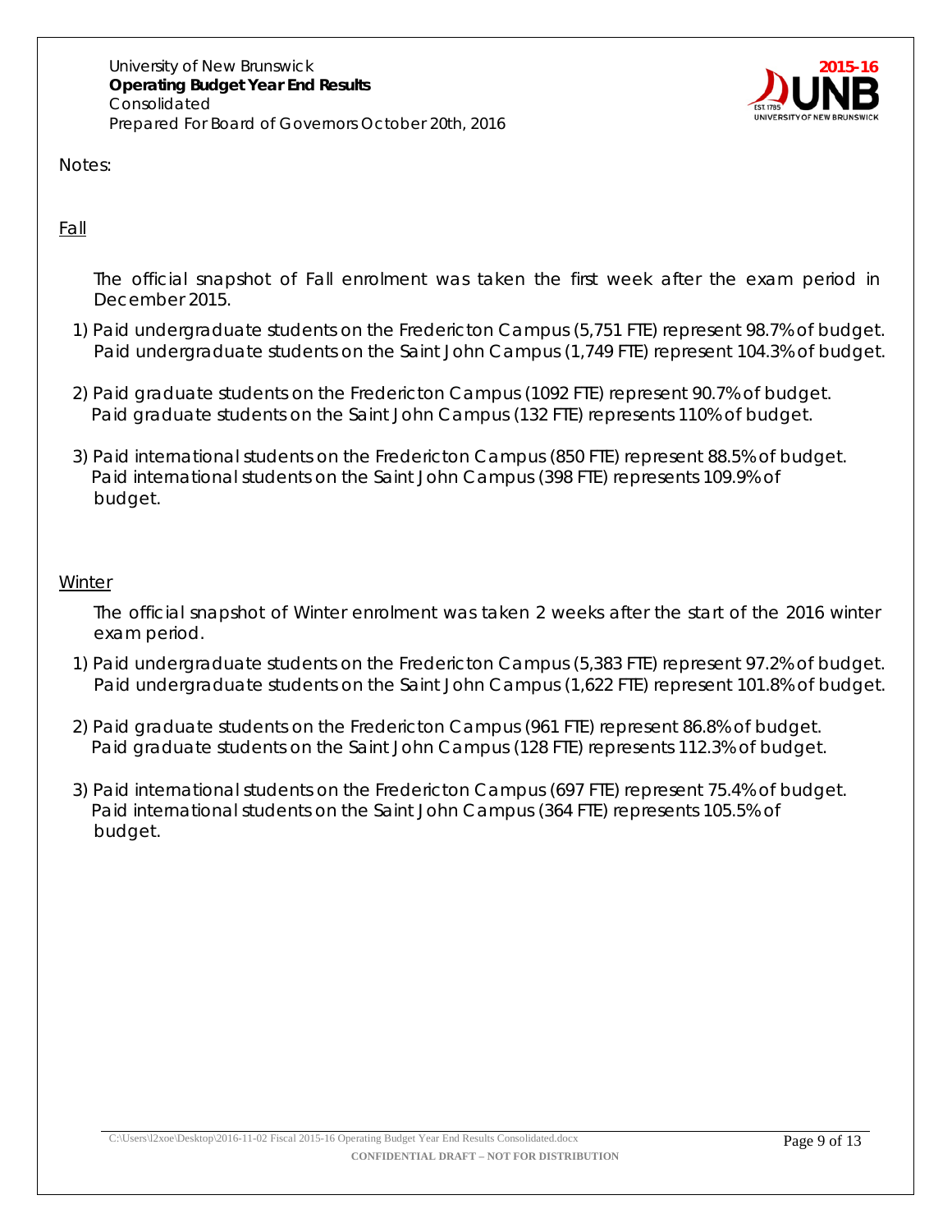Notes:

<u>Fall</u>

The official snapshot of Fall enrolment was taken the first week after the exam period in December 2015.

1) Paid undergraduate students on the Fredericton Campus (5,751 FTE) represent 98.7% of budget. Paid undergraduate students on the Saint John Campus (1,749 FTE) represent 104.3% of budget.

2) Paid graduate students on the Fredericton Campus (1092 FTE) represent 90.7% of budget. Paid graduate students on the Saint John Campus (132 FTE) represents 110% of budget.

3) Paid international students on the Fredericton Campus (850 FTE) represent 88.5% of budget. Paid international students on the Saint John Campus (398 FTE) represents 109.9% of budget.

<u>Winter</u>

The official snapshot of Winter enrolment was taken 2 weeks after the start of the 2016 winter exam period.

1) Paid undergraduate students on the Fredericton Campus (5,383 FTE) represent 97.2% of budget. Paid undergraduate students on the Saint John Campus (1,622 FTE) represent 101.8% of budget.

2) Paid graduate students on the Fredericton Campus (961 FTE) represent 86.8% of budget. Paid graduate students on the Saint John Campus (128 FTE) represents 112.3% of budget.

3) Paid international students on the Fredericton Campus (697 FTE) represent 75.4% of budget. Paid international students on the Saint John Campus (364 FTE) represents 105.5% of budget.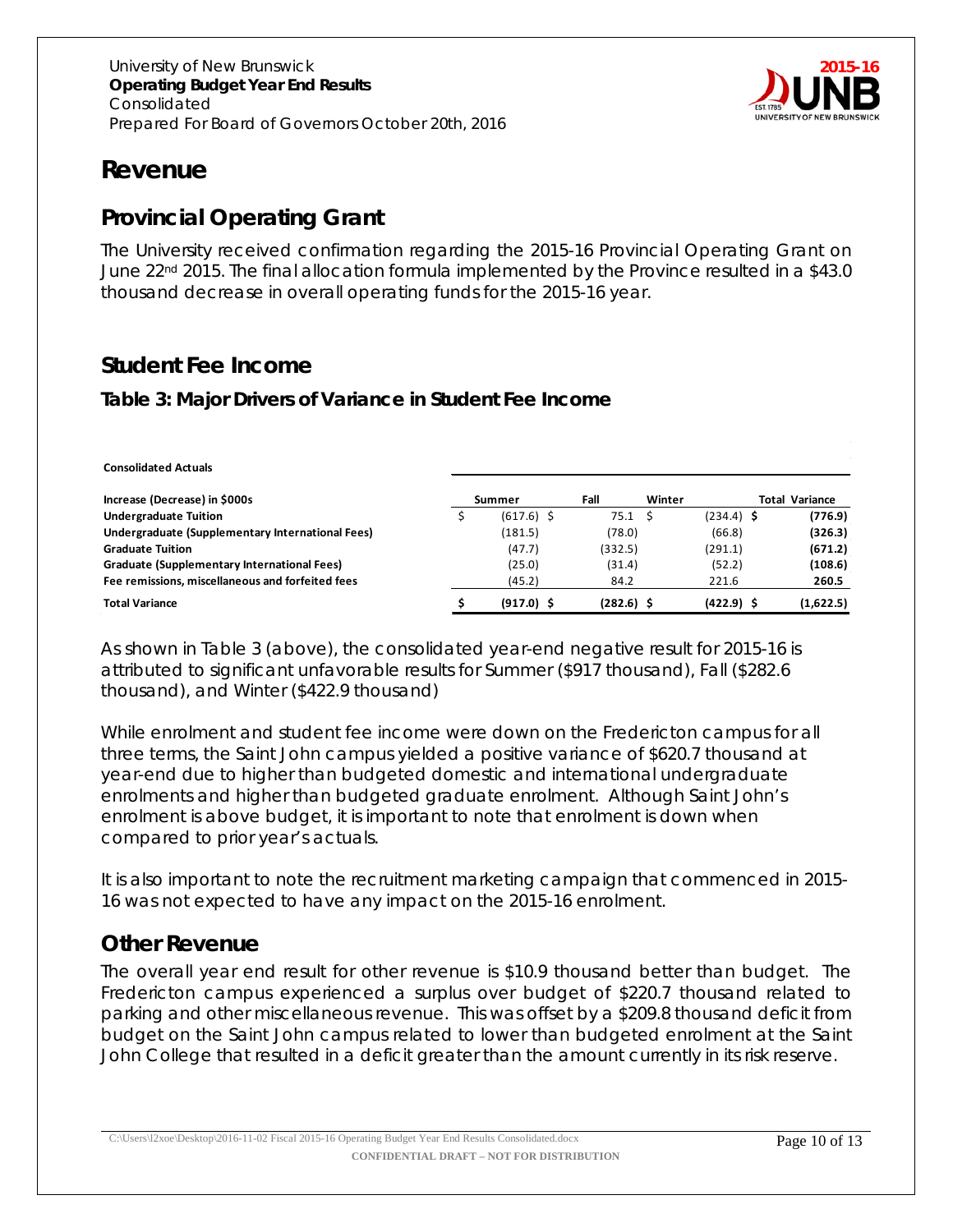# Revenue

## Provincial Operating Grant

The University received confirmation regarding the 2015-16 Provincial Operating Grant on June 22nd 2015. The final allocation formula implemented by the Province resulted in a $43.0 thousand decrease in overall operating funds for the 2015-16 year.

## Student Fee Income

### Table 3: Major Drivers of Variance in Student Fee Income

**Consolidated Actuals**

| Increase (Decrease) in $000s | Summer | Fall | Winter | Total Variance |
|---|---|---|---|---|
| **Undergraduate Tuition** | $ (617.6) | $ 75.1 | $ (234.4) | $ **(776.9)** |
| **Undergraduate (Supplementary International Fees)** | (181.5) | (78.0) | (66.8) | **(326.3)** |
| **Graduate Tuition** | (47.7) | (332.5) | (291.1) | **(671.2)** |
| **Graduate (Supplementary International Fees)** | (25.0) | (31.4) | (52.2) | **(108.6)** |
| **Fee remissions, miscellaneous and forfeited fees** | (45.2) | 84.2 | 221.6 | **260.5** |
| **Total Variance** | **$ (917.0)** | **$ (282.6)** | **$ (422.9)** | **$ (1,622.5)** |

As shown in Table 3 (above), the consolidated year-end negative result for 2015-16 is attributed to significant unfavorable results for Summer ($917 thousand), Fall ($282.6 thousand), and Winter ($422.9 thousand)

While enrolment and student fee income were down on the Fredericton campus for all three terms, the Saint John campus yielded a positive variance of $620.7 thousand at year-end due to higher than budgeted domestic and international undergraduate enrolments and higher than budgeted graduate enrolment. Although Saint John's enrolment is above budget, it is important to note that enrolment is down when compared to prior year's actuals.

It is also important to note the recruitment marketing campaign that commenced in 2015-16 was not expected to have any impact on the 2015-16 enrolment.

## Other Revenue

The overall year end result for other revenue is $10.9 thousand better than budget. The Fredericton campus experienced a surplus over budget of $220.7 thousand related to parking and other miscellaneous revenue. This was offset by a $209.8 thousand deficit from budget on the Saint John campus related to lower than budgeted enrolment at the Saint John College that resulted in a deficit greater than the amount currently in its risk reserve.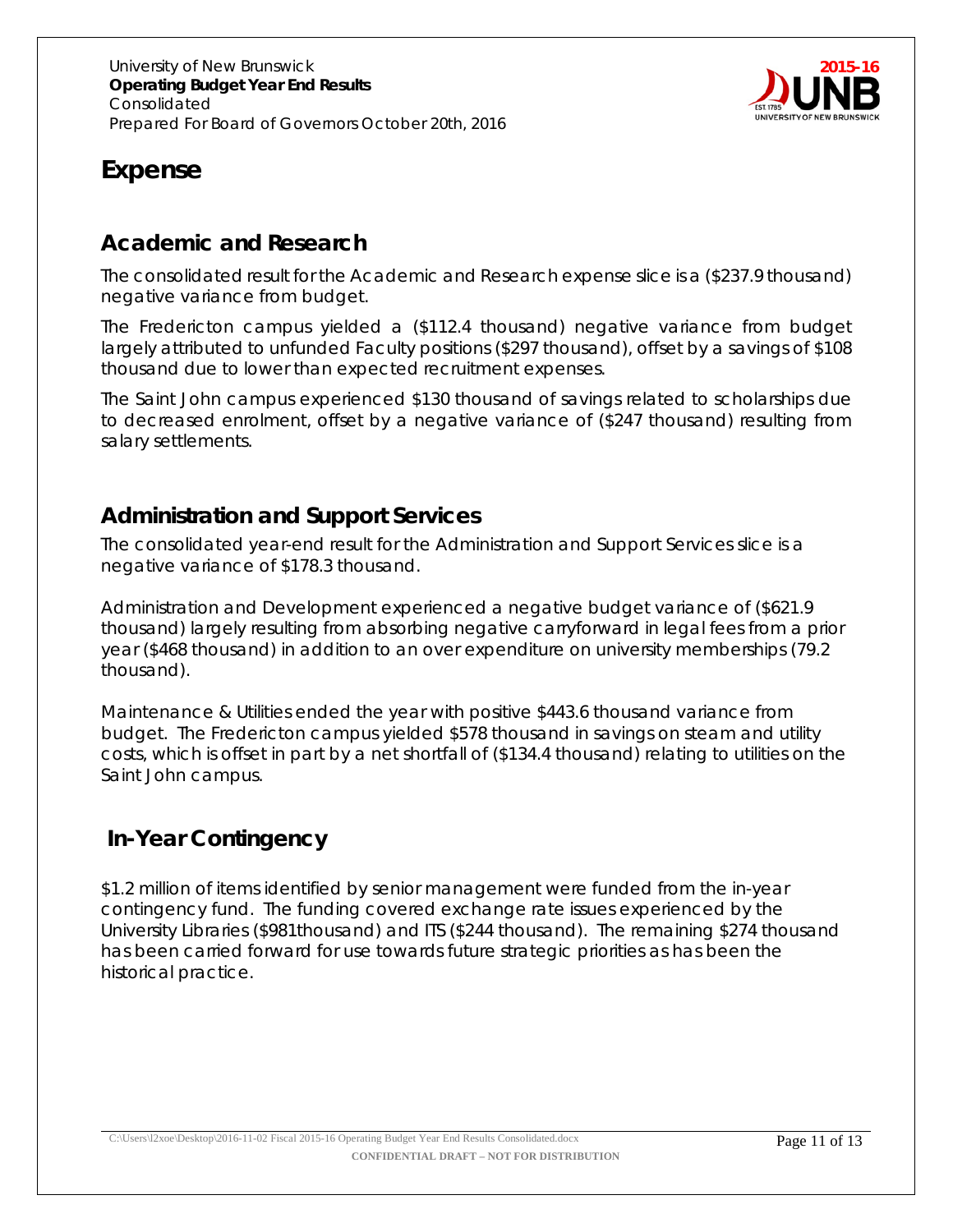# Expense

## Academic and Research

The consolidated result for the Academic and Research expense slice is a ($237.9 thousand) negative variance from budget.

The Fredericton campus yielded a ($112.4 thousand) negative variance from budget largely attributed to unfunded Faculty positions ($297 thousand), offset by a savings of $108 thousand due to lower than expected recruitment expenses.

The Saint John campus experienced $130 thousand of savings related to scholarships due to decreased enrolment, offset by a negative variance of ($247 thousand) resulting from salary settlements.

## Administration and Support Services

The consolidated year-end result for the Administration and Support Services slice is a negative variance of $178.3 thousand.

Administration and Development experienced a negative budget variance of ($621.9 thousand) largely resulting from absorbing negative carryforward in legal fees from a prior year ($468 thousand) in addition to an over expenditure on university memberships (79.2 thousand).

Maintenance & Utilities ended the year with positive $443.6 thousand variance from budget. The Fredericton campus yielded $578 thousand in savings on steam and utility costs, which is offset in part by a net shortfall of ($134.4 thousand) relating to utilities on the Saint John campus.

## In-Year Contingency

$1.2 million of items identified by senior management were funded from the in-year contingency fund. The funding covered exchange rate issues experienced by the University Libraries ($981thousand) and ITS ($244 thousand). The remaining $274 thousand has been carried forward for use towards future strategic priorities as has been the historical practice.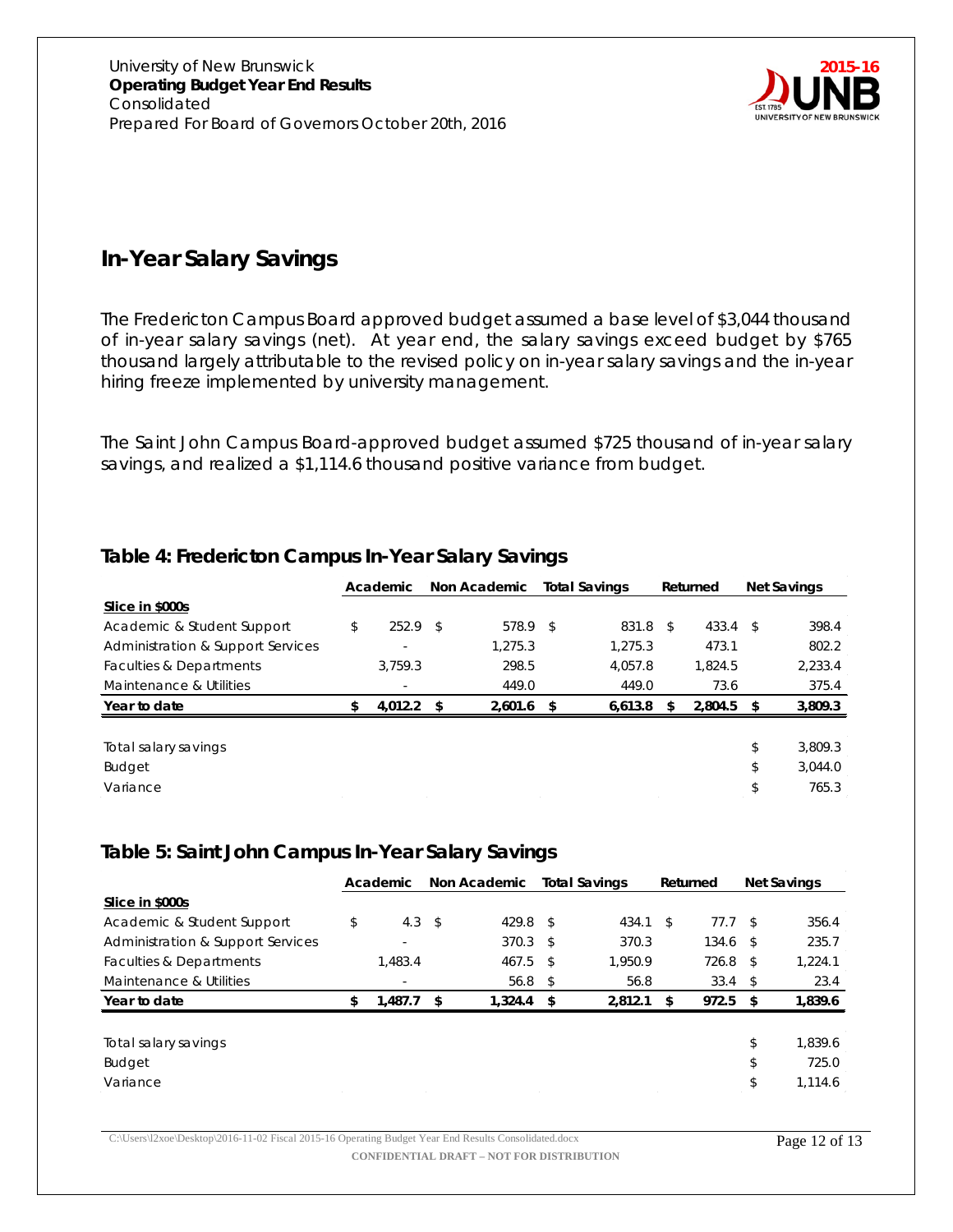## In-Year Salary Savings

The Fredericton Campus Board approved budget assumed a base level of $3,044 thousand of in-year salary savings (net). At year end, the salary savings exceed budget by $765 thousand largely attributable to the revised policy on in-year salary savings and the in-year hiring freeze implemented by university management.

The Saint John Campus Board-approved budget assumed $725 thousand of in-year salary savings, and realized a $1,114.6 thousand positive variance from budget.

### Table 4: Fredericton Campus In-Year Salary Savings

| | Academic | Non Academic | Total Savings | Returned | Net Savings |
|---|---|---|---|---|---|
| **Slice in $000s** | | | | | |
| Academic & Student Support | $ 252.9 | $ 578.9 | $ 831.8 | $ 433.4 | $ 398.4 |
| Administration & Support Services | - | 1,275.3 | 1,275.3 | 473.1 | 802.2 |
| Faculties & Departments | 3,759.3 | 298.5 | 4,057.8 | 1,824.5 | 2,233.4 |
| Maintenance & Utilities | - | 449.0 | 449.0 | 73.6 | 375.4 |
| **Year to date** | **$ 4,012.2** | **$ 2,601.6** | **$ 6,613.8** | **$ 2,804.5** | **$ 3,809.3** |
| | | | | | |
| Total salary savings | | | | | $ 3,809.3 |
| Budget | | | | | $ 3,044.0 |
| Variance | | | | | $ 765.3 |

### Table 5: Saint John Campus In-Year Salary Savings

| | Academic | Non Academic | Total Savings | Returned | Net Savings |
|---|---|---|---|---|---|
| **Slice in $000s** | | | | | |
| Academic & Student Support | $ 4.3 | $ 429.8 | $ 434.1 | $ 77.7 | $ 356.4 |
| Administration & Support Services | - | 370.3 | $ 370.3 | 134.6 | $ 235.7 |
| Faculties & Departments | 1,483.4 | 467.5 | $ 1,950.9 | 726.8 | $ 1,224.1 |
| Maintenance & Utilities | - | 56.8 | $ 56.8 | 33.4 | $ 23.4 |
| **Year to date** | **$ 1,487.7** | **$ 1,324.4** | **$ 2,812.1** | **$ 972.5** | **$ 1,839.6** |
| | | | | | |
| Total salary savings | | | | | $ 1,839.6 |
| Budget | | | | | $ 725.0 |
| Variance | | | | | $ 1,114.6 |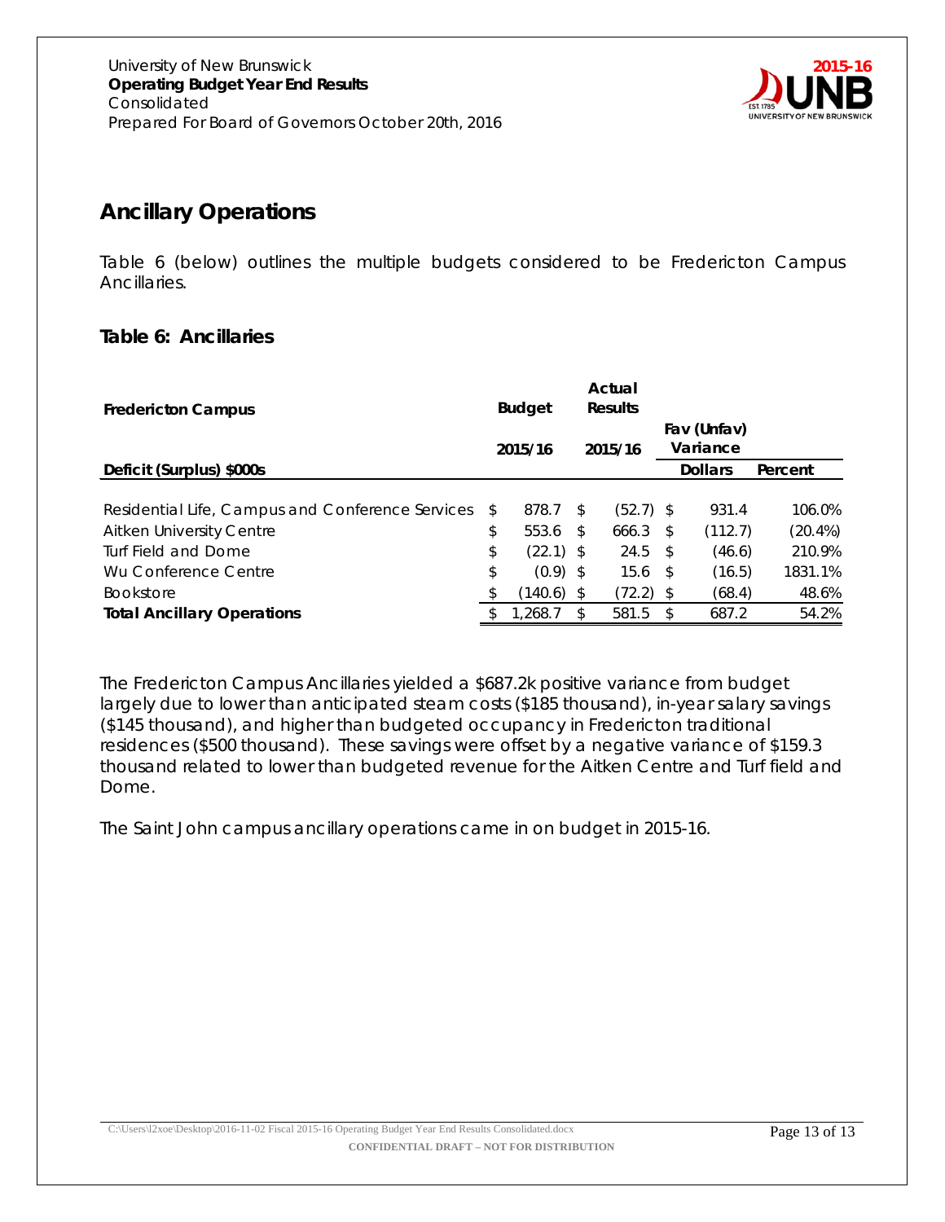## Ancillary Operations

Table 6 (below) outlines the multiple budgets considered to be Fredericton Campus Ancillaries.

### Table 6: Ancillaries

| Fredericton Campus | Budget | Actual Results | Fav (Unfav) Variance | |
|---|---|---|---|---|
| | 2015/16 | 2015/16 | | |
| Deficit (Surplus) $000s | | | Dollars | Percent |
| Residential Life, Campus and Conference Services | $ 878.7 | $ (52.7) | $ 931.4 | 106.0% |
| Aitken University Centre | $ 553.6 | $ 666.3 | $ (112.7) | (20.4%) |
| Turf Field and Dome | $ (22.1) | $ 24.5 | $ (46.6) | 210.9% |
| Wu Conference Centre | $ (0.9) | $ 15.6 | $ (16.5) | 1831.1% |
| Bookstore | $ (140.6) | $ (72.2) | $ (68.4) | 48.6% |
| **Total Ancillary Operations** | $ 1,268.7 | $ 581.5 | $ 687.2 | 54.2% |

The Fredericton Campus Ancillaries yielded a $687.2k positive variance from budget largely due to lower than anticipated steam costs ($185 thousand), in-year salary savings ($145 thousand), and higher than budgeted occupancy in Fredericton traditional residences ($500 thousand). These savings were offset by a negative variance of $159.3 thousand related to lower than budgeted revenue for the Aitken Centre and Turf field and Dome.

The Saint John campus ancillary operations came in on budget in 2015-16.